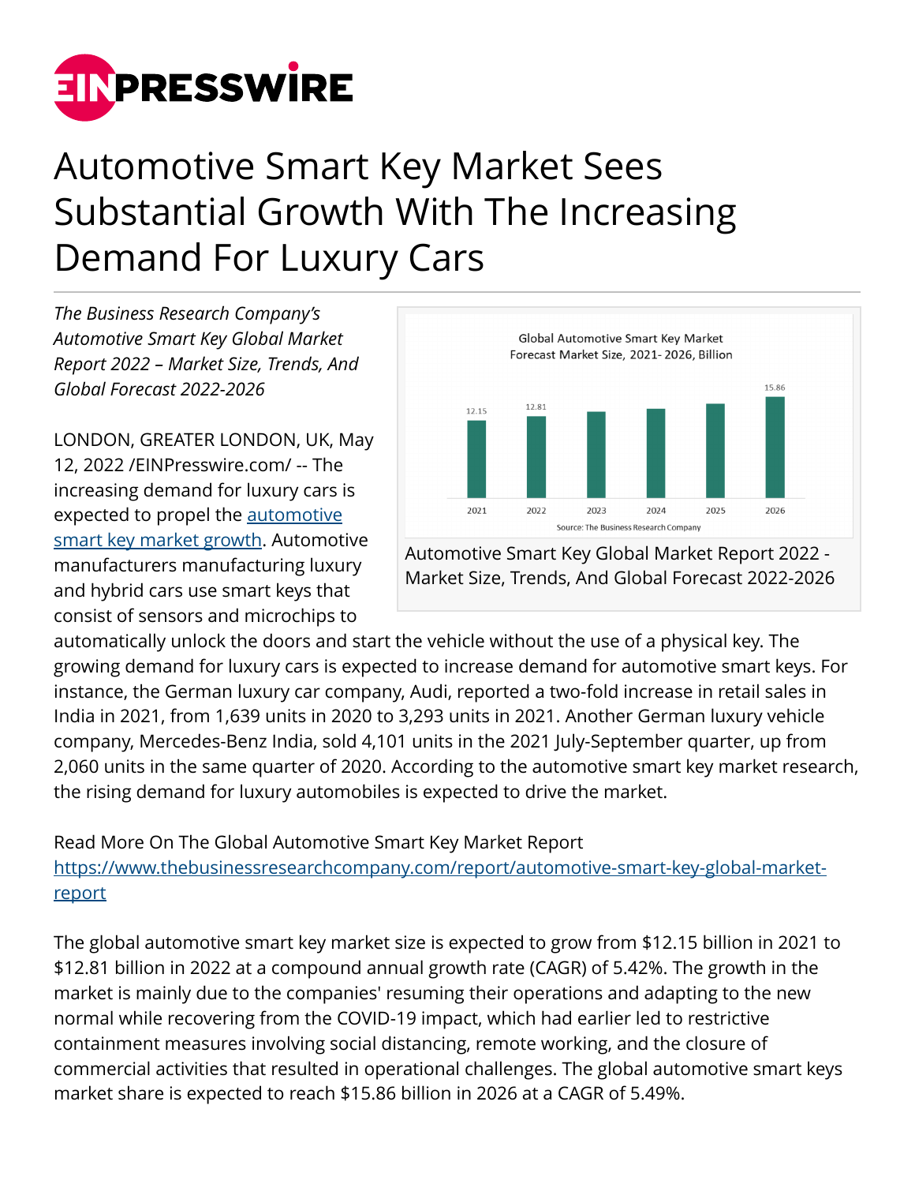# Automotive Smart Key Market Sees Substantial Growth With The Increasing Demand For Luxury Cars

*The Business Research Company's Automotive Smart Key Global Market Report 2022 – Market Size, Trends, And Global Forecast 2022-2026*

Automotive Smart Key Global Market Report 2022 - Market Size, Trends, And Global Forecast 2022-2026

LONDON, GREATER LONDON, UK, May 12, 2022 /EINPresswire.com/ -- The increasing demand for luxury cars is expected to propel the [automotive smart key market growth](). Automotive manufacturers manufacturing luxury and hybrid cars use smart keys that consist of sensors and microchips to automatically unlock the doors and start the vehicle without the use of a physical key. The growing demand for luxury cars is expected to increase demand for automotive smart keys. For instance, the German luxury car company, Audi, reported a two-fold increase in retail sales in India in 2021, from 1,639 units in 2020 to 3,293 units in 2021. Another German luxury vehicle company, Mercedes-Benz India, sold 4,101 units in the 2021 July-September quarter, up from 2,060 units in the same quarter of 2020. According to the automotive smart key market research, the rising demand for luxury automobiles is expected to drive the market.

Read More On The Global Automotive Smart Key Market Report
[https://www.thebusinessresearchcompany.com/report/automotive-smart-key-global-market-report](https://www.thebusinessresearchcompany.com/report/automotive-smart-key-global-market-report)

The global automotive smart key market size is expected to grow from $12.15 billion in 2021 to $12.81 billion in 2022 at a compound annual growth rate (CAGR) of 5.42%. The growth in the market is mainly due to the companies' resuming their operations and adapting to the new normal while recovering from the COVID-19 impact, which had earlier led to restrictive containment measures involving social distancing, remote working, and the closure of commercial activities that resulted in operational challenges. The global automotive smart keys market share is expected to reach $15.86 billion in 2026 at a CAGR of 5.49%.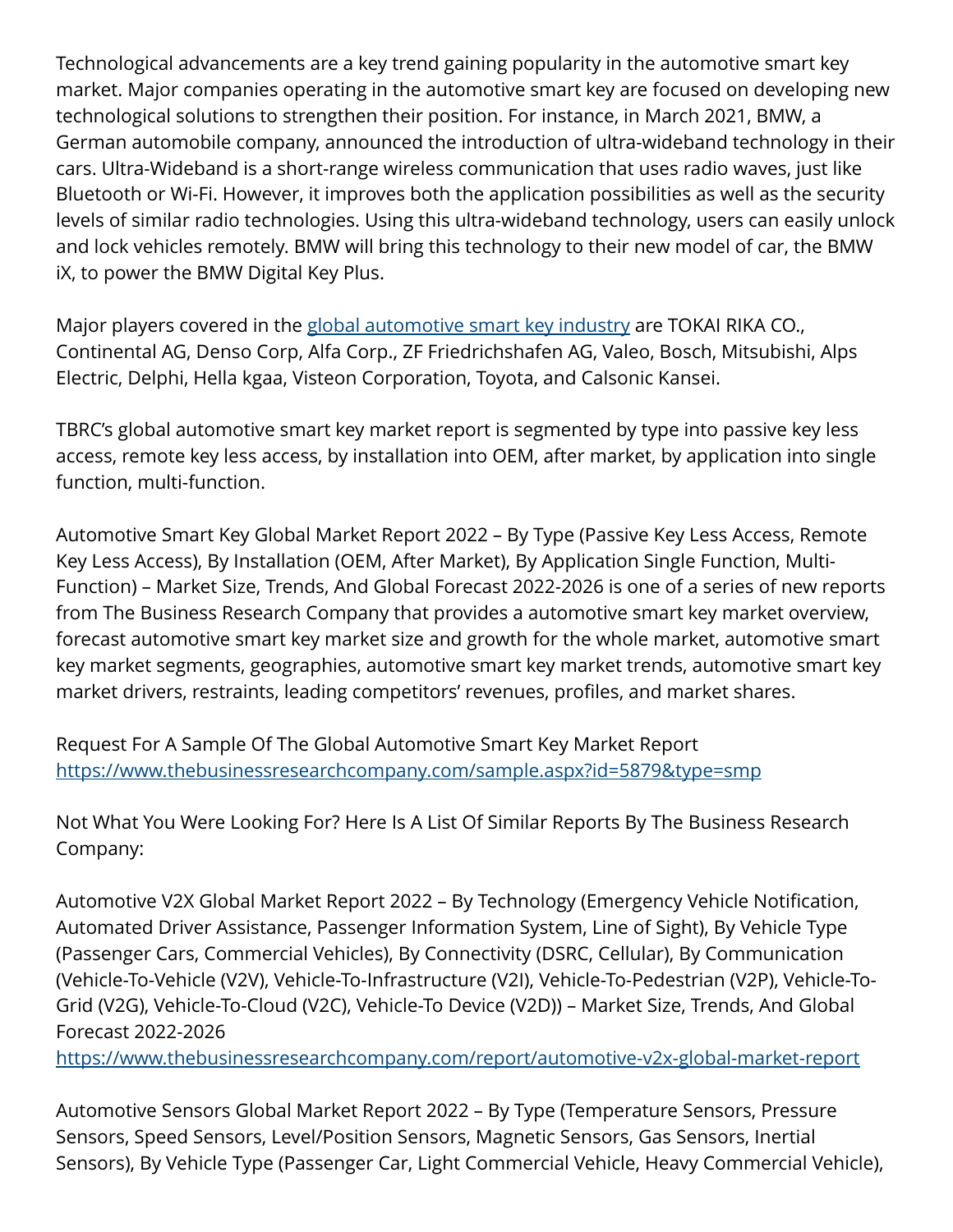Technological advancements are a key trend gaining popularity in the automotive smart key market. Major companies operating in the automotive smart key are focused on developing new technological solutions to strengthen their position. For instance, in March 2021, BMW, a German automobile company, announced the introduction of ultra-wideband technology in their cars. Ultra-Wideband is a short-range wireless communication that uses radio waves, just like Bluetooth or Wi-Fi. However, it improves both the application possibilities as well as the security levels of similar radio technologies. Using this ultra-wideband technology, users can easily unlock and lock vehicles remotely. BMW will bring this technology to their new model of car, the BMW iX, to power the BMW Digital Key Plus.

Major players covered in the [global automotive smart key industry] are TOKAI RIKA CO., Continental AG, Denso Corp, Alfa Corp., ZF Friedrichshafen AG, Valeo, Bosch, Mitsubishi, Alps Electric, Delphi, Hella kgaa, Visteon Corporation, Toyota, and Calsonic Kansei.

TBRC's global automotive smart key market report is segmented by type into passive key less access, remote key less access, by installation into OEM, after market, by application into single function, multi-function.

Automotive Smart Key Global Market Report 2022 – By Type (Passive Key Less Access, Remote Key Less Access), By Installation (OEM, After Market), By Application Single Function, Multi-Function) – Market Size, Trends, And Global Forecast 2022-2026 is one of a series of new reports from The Business Research Company that provides a automotive smart key market overview, forecast automotive smart key market size and growth for the whole market, automotive smart key market segments, geographies, automotive smart key market trends, automotive smart key market drivers, restraints, leading competitors' revenues, profiles, and market shares.

Request For A Sample Of The Global Automotive Smart Key Market Report
https://www.thebusinessresearchcompany.com/sample.aspx?id=5879&type=smp

Not What You Were Looking For? Here Is A List Of Similar Reports By The Business Research Company:

Automotive V2X Global Market Report 2022 – By Technology (Emergency Vehicle Notification, Automated Driver Assistance, Passenger Information System, Line of Sight), By Vehicle Type (Passenger Cars, Commercial Vehicles), By Connectivity (DSRC, Cellular), By Communication (Vehicle-To-Vehicle (V2V), Vehicle-To-Infrastructure (V2I), Vehicle-To-Pedestrian (V2P), Vehicle-To-Grid (V2G), Vehicle-To-Cloud (V2C), Vehicle-To Device (V2D)) – Market Size, Trends, And Global Forecast 2022-2026
https://www.thebusinessresearchcompany.com/report/automotive-v2x-global-market-report

Automotive Sensors Global Market Report 2022 – By Type (Temperature Sensors, Pressure Sensors, Speed Sensors, Level/Position Sensors, Magnetic Sensors, Gas Sensors, Inertial Sensors), By Vehicle Type (Passenger Car, Light Commercial Vehicle, Heavy Commercial Vehicle),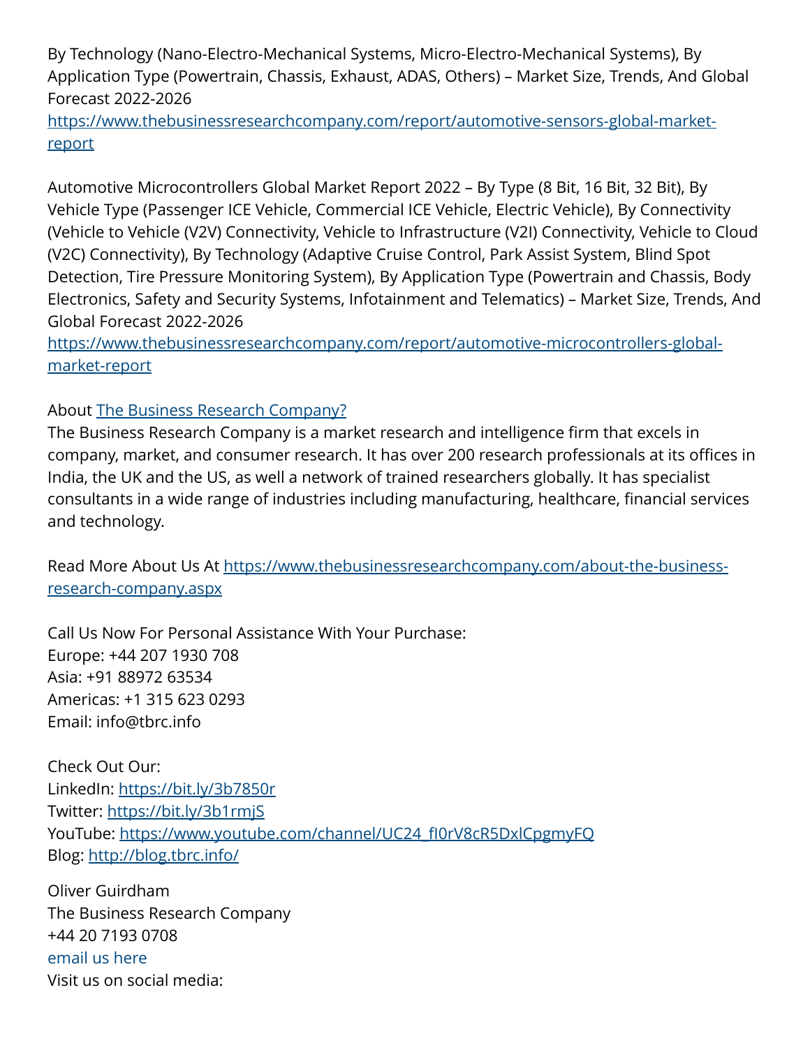By Technology (Nano-Electro-Mechanical Systems, Micro-Electro-Mechanical Systems), By Application Type (Powertrain, Chassis, Exhaust, ADAS, Others) – Market Size, Trends, And Global Forecast 2022-2026
[https://www.thebusinessresearchcompany.com/report/automotive-sensors-global-market-report](https://www.thebusinessresearchcompany.com/report/automotive-sensors-global-market-report)

Automotive Microcontrollers Global Market Report 2022 – By Type (8 Bit, 16 Bit, 32 Bit), By Vehicle Type (Passenger ICE Vehicle, Commercial ICE Vehicle, Electric Vehicle), By Connectivity (Vehicle to Vehicle (V2V) Connectivity, Vehicle to Infrastructure (V2I) Connectivity, Vehicle to Cloud (V2C) Connectivity), By Technology (Adaptive Cruise Control, Park Assist System, Blind Spot Detection, Tire Pressure Monitoring System), By Application Type (Powertrain and Chassis, Body Electronics, Safety and Security Systems, Infotainment and Telematics) – Market Size, Trends, And Global Forecast 2022-2026
[https://www.thebusinessresearchcompany.com/report/automotive-microcontrollers-global-market-report](https://www.thebusinessresearchcompany.com/report/automotive-microcontrollers-global-market-report)

About The Business Research Company?
The Business Research Company is a market research and intelligence firm that excels in company, market, and consumer research. It has over 200 research professionals at its offices in India, the UK and the US, as well a network of trained researchers globally. It has specialist consultants in a wide range of industries including manufacturing, healthcare, financial services and technology.

Read More About Us At [https://www.thebusinessresearchcompany.com/about-the-business-research-company.aspx](https://www.thebusinessresearchcompany.com/about-the-business-research-company.aspx)

Call Us Now For Personal Assistance With Your Purchase:
Europe: +44 207 1930 708
Asia: +91 88972 63534
Americas: +1 315 623 0293
Email: info@tbrc.info

Check Out Our:
LinkedIn: [https://bit.ly/3b7850r](https://bit.ly/3b7850r)
Twitter: [https://bit.ly/3b1rmjS](https://bit.ly/3b1rmjS)
YouTube: [https://www.youtube.com/channel/UC24_fI0rV8cR5DxlCpgmyFQ](https://www.youtube.com/channel/UC24_fI0rV8cR5DxlCpgmyFQ)
Blog: [http://blog.tbrc.info/](http://blog.tbrc.info/)

Oliver Guirdham
The Business Research Company
+44 20 7193 0708
email us here
Visit us on social media: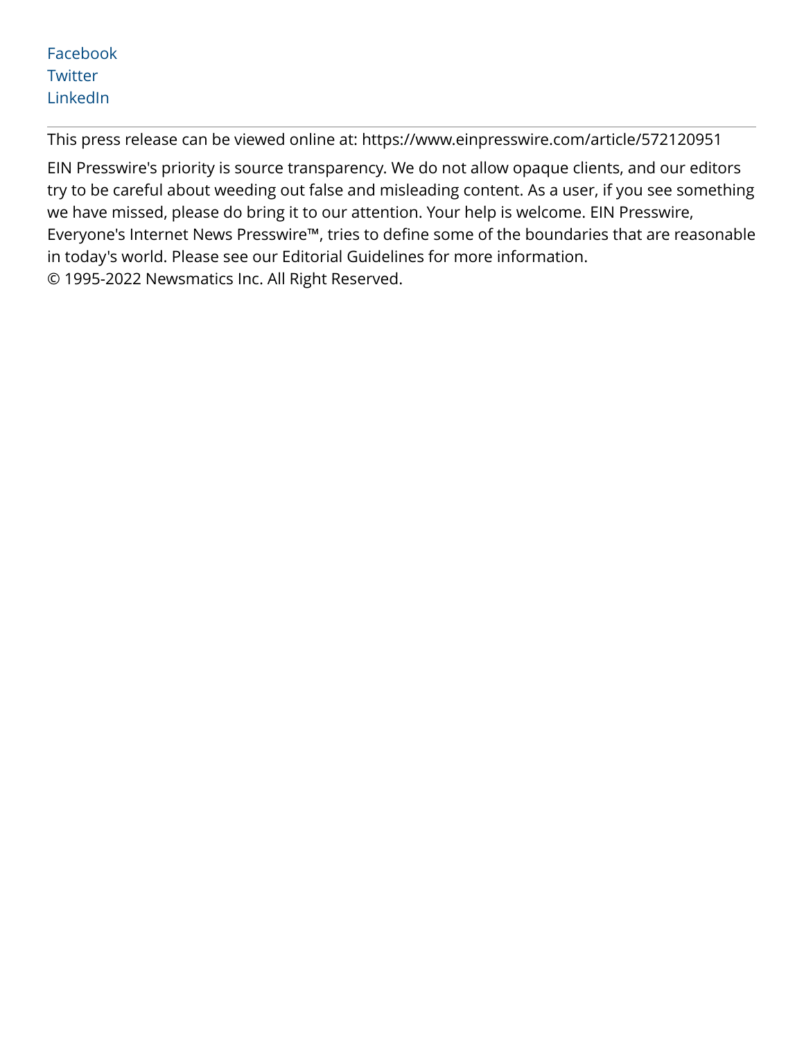Facebook
Twitter
LinkedIn

---

This press release can be viewed online at: https://www.einpresswire.com/article/572120951

EIN Presswire's priority is source transparency. We do not allow opaque clients, and our editors try to be careful about weeding out false and misleading content. As a user, if you see something we have missed, please do bring it to our attention. Your help is welcome. EIN Presswire, Everyone's Internet News Presswire™, tries to define some of the boundaries that are reasonable in today's world. Please see our Editorial Guidelines for more information.
© 1995-2022 Newsmatics Inc. All Right Reserved.